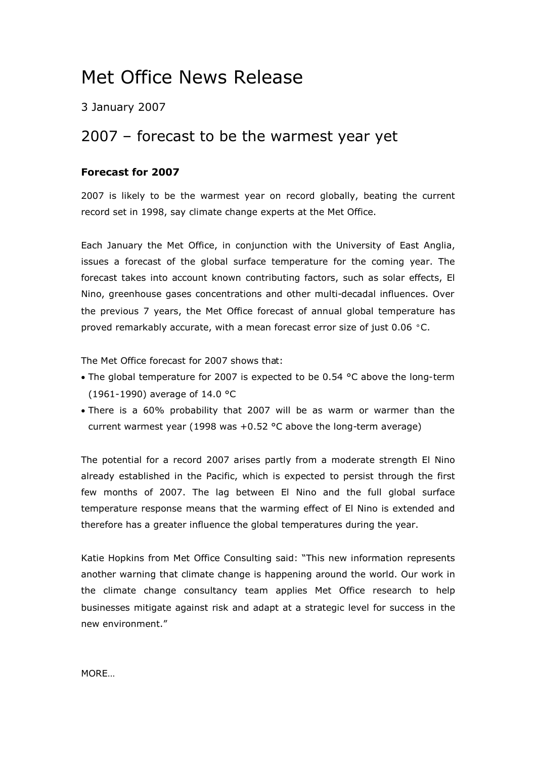# Met Office News Release

3 January 2007

## 2007 – forecast to be the warmest year yet

### Forecast for 2007

2007 is likely to be the warmest year on record globally, beating the current record set in 1998, say climate change experts at the Met Office.

Each January the Met Office, in conjunction with the University of East Anglia, issues a forecast of the global surface temperature for the coming year. The forecast takes into account known contributing factors, such as solar effects, El Nino, greenhouse gases concentrations and other multi-decadal influences. Over the previous 7 years, the Met Office forecast of annual global temperature has proved remarkably accurate, with a mean forecast error size of just 0.06 °C.

The Met Office forecast for 2007 shows that:

- The global temperature for 2007 is expected to be 0.54 °C above the long-term (1961-1990) average of 14.0 °C
- There is a 60% probability that 2007 will be as warm or warmer than the current warmest year (1998 was +0.52 °C above the long-term average)

The potential for a record 2007 arises partly from a moderate strength El Nino already established in the Pacific, which is expected to persist through the first few months of 2007. The lag between El Nino and the full global surface temperature response means that the warming effect of El Nino is extended and therefore has a greater influence the global temperatures during the year.

Katie Hopkins from Met Office Consulting said: "This new information represents another warning that climate change is happening around the world. Our work in the climate change consultancy team applies Met Office research to help businesses mitigate against risk and adapt at a strategic level for success in the new environment."

MORE…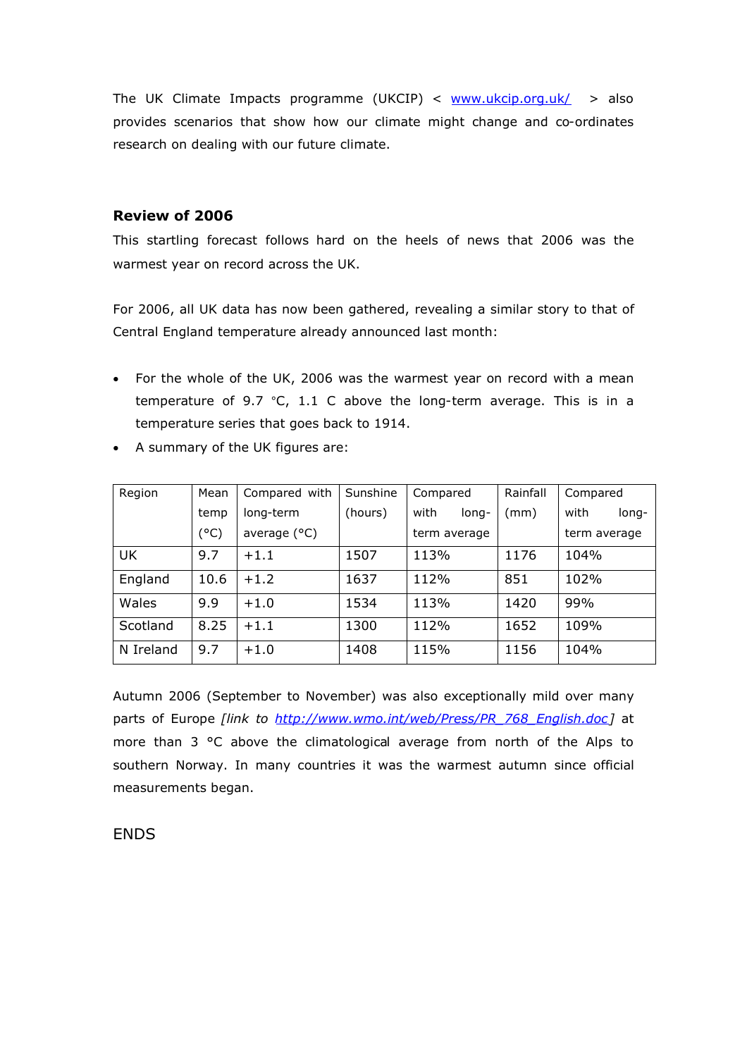The UK Climate Impacts programme (UKCIP) < www.ukcip.org.uk/ > also provides scenarios that show how our climate might change and co-ordinates research on dealing with our future climate.

## Review of 2006

This startling forecast follows hard on the heels of news that 2006 was the warmest year on record across the UK.

For 2006, all UK data has now been gathered, revealing a similar story to that of Central England temperature already announced last month:

- For the whole of the UK, 2006 was the warmest year on record with a mean temperature of 9.7 °C, 1.1 C above the long-term average. This is in a temperature series that goes back to 1914.
- A summary of the UK figures are:

| Region | Mean temp (°C) | Compared with long-term average (°C) | Sunshine (hours) | Compared with long-term average | Rainfall (mm) | Compared with long-term average |
|---|---|---|---|---|---|---|
| UK | 9.7 | +1.1 | 1507 | 113% | 1176 | 104% |
| England | 10.6 | +1.2 | 1637 | 112% | 851 | 102% |
| Wales | 9.9 | +1.0 | 1534 | 113% | 1420 | 99% |
| Scotland | 8.25 | +1.1 | 1300 | 112% | 1652 | 109% |
| N Ireland | 9.7 | +1.0 | 1408 | 115% | 1156 | 104% |

Autumn 2006 (September to November) was also exceptionally mild over many parts of Europe *[link to http://www.wmo.int/web/Press/PR_768_English.doc]* at more than 3 °C above the climatological average from north of the Alps to southern Norway. In many countries it was the warmest autumn since official measurements began.

ENDS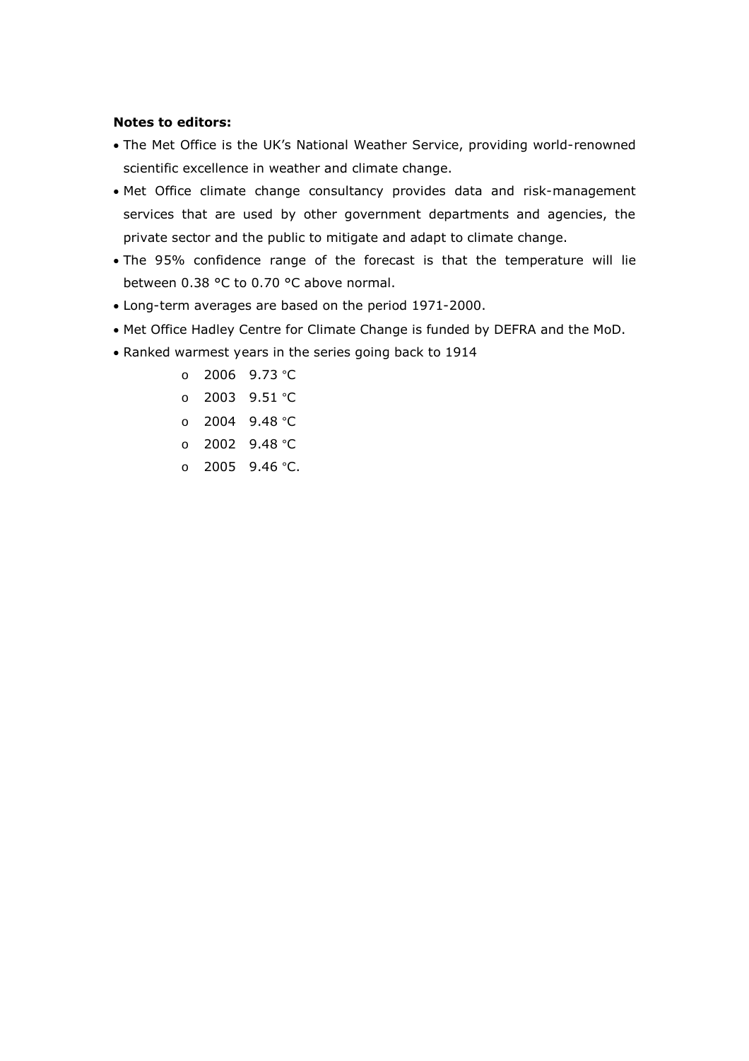**Notes to editors:**

- The Met Office is the UK's National Weather Service, providing world-renowned scientific excellence in weather and climate change.
- Met Office climate change consultancy provides data and risk-management services that are used by other government departments and agencies, the private sector and the public to mitigate and adapt to climate change.
- The 95% confidence range of the forecast is that the temperature will lie between 0.38 °C to 0.70 °C above normal.
- Long-term averages are based on the period 1971-2000.
- Met Office Hadley Centre for Climate Change is funded by DEFRA and the MoD.
- Ranked warmest years in the series going back to 1914
  - 2006 9.73 °C
  - 2003 9.51 °C
  - 2004 9.48 °C
  - 2002 9.48 °C
  - 2005 9.46 °C.